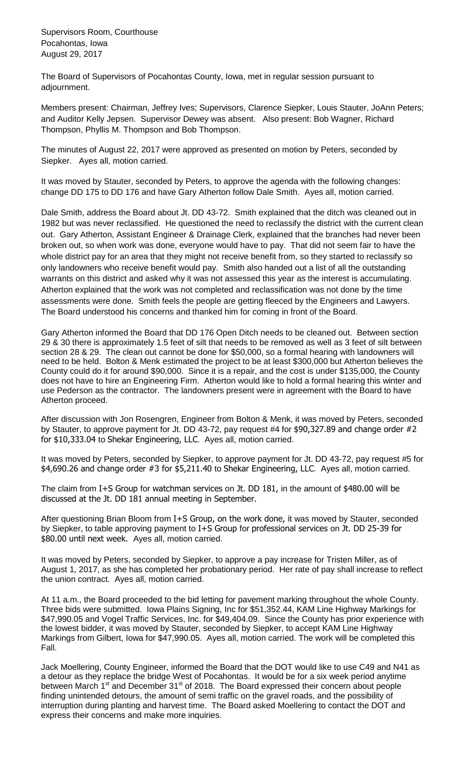Supervisors Room, Courthouse
Pocahontas, Iowa
August 29, 2017

The Board of Supervisors of Pocahontas County, Iowa, met in regular session pursuant to adjournment.

Members present: Chairman, Jeffrey Ives; Supervisors, Clarence Siepker, Louis Stauter, JoAnn Peters; and Auditor Kelly Jepsen. Supervisor Dewey was absent. Also present: Bob Wagner, Richard Thompson, Phyllis M. Thompson and Bob Thompson.

The minutes of August 22, 2017 were approved as presented on motion by Peters, seconded by Siepker. Ayes all, motion carried.

It was moved by Stauter, seconded by Peters, to approve the agenda with the following changes: change DD 175 to DD 176 and have Gary Atherton follow Dale Smith. Ayes all, motion carried.

Dale Smith, address the Board about Jt. DD 43-72. Smith explained that the ditch was cleaned out in 1982 but was never reclassified. He questioned the need to reclassify the district with the current clean out. Gary Atherton, Assistant Engineer & Drainage Clerk, explained that the branches had never been broken out, so when work was done, everyone would have to pay. That did not seem fair to have the whole district pay for an area that they might not receive benefit from, so they started to reclassify so only landowners who receive benefit would pay. Smith also handed out a list of all the outstanding warrants on this district and asked why it was not assessed this year as the interest is accumulating. Atherton explained that the work was not completed and reclassification was not done by the time assessments were done. Smith feels the people are getting fleeced by the Engineers and Lawyers. The Board understood his concerns and thanked him for coming in front of the Board.

Gary Atherton informed the Board that DD 176 Open Ditch needs to be cleaned out. Between section 29 & 30 there is approximately 1.5 feet of silt that needs to be removed as well as 3 feet of silt between section 28 & 29. The clean out cannot be done for $50,000, so a formal hearing with landowners will need to be held. Bolton & Menk estimated the project to be at least $300,000 but Atherton believes the County could do it for around $90,000. Since it is a repair, and the cost is under $135,000, the County does not have to hire an Engineering Firm. Atherton would like to hold a formal hearing this winter and use Pederson as the contractor. The landowners present were in agreement with the Board to have Atherton proceed.

After discussion with Jon Rosengren, Engineer from Bolton & Menk, it was moved by Peters, seconded by Stauter, to approve payment for Jt. DD 43-72, pay request #4 for $90,327.89 and change order #2 for $10,333.04 to Shekar Engineering, LLC. Ayes all, motion carried.

It was moved by Peters, seconded by Siepker, to approve payment for Jt. DD 43-72, pay request #5 for $4,690.26 and change order #3 for $5,211.40 to Shekar Engineering, LLC. Ayes all, motion carried.

The claim from I+S Group for watchman services on Jt. DD 181, in the amount of $480.00 will be discussed at the Jt. DD 181 annual meeting in September.

After questioning Brian Bloom from I+S Group, on the work done, it was moved by Stauter, seconded by Siepker, to table approving payment to I+S Group for professional services on Jt. DD 25-39 for $80.00 until next week. Ayes all, motion carried.

It was moved by Peters, seconded by Siepker, to approve a pay increase for Tristen Miller, as of August 1, 2017, as she has completed her probationary period. Her rate of pay shall increase to reflect the union contract. Ayes all, motion carried.

At 11 a.m., the Board proceeded to the bid letting for pavement marking throughout the whole County. Three bids were submitted. Iowa Plains Signing, Inc for $51,352.44, KAM Line Highway Markings for $47,990.05 and Vogel Traffic Services, Inc. for $49,404.09. Since the County has prior experience with the lowest bidder, it was moved by Stauter, seconded by Siepker, to accept KAM Line Highway Markings from Gilbert, Iowa for $47,990.05. Ayes all, motion carried. The work will be completed this Fall.

Jack Moellering, County Engineer, informed the Board that the DOT would like to use C49 and N41 as a detour as they replace the bridge West of Pocahontas. It would be for a six week period anytime between March 1st and December 31st of 2018. The Board expressed their concern about people finding unintended detours, the amount of semi traffic on the gravel roads, and the possibility of interruption during planting and harvest time. The Board asked Moellering to contact the DOT and express their concerns and make more inquiries.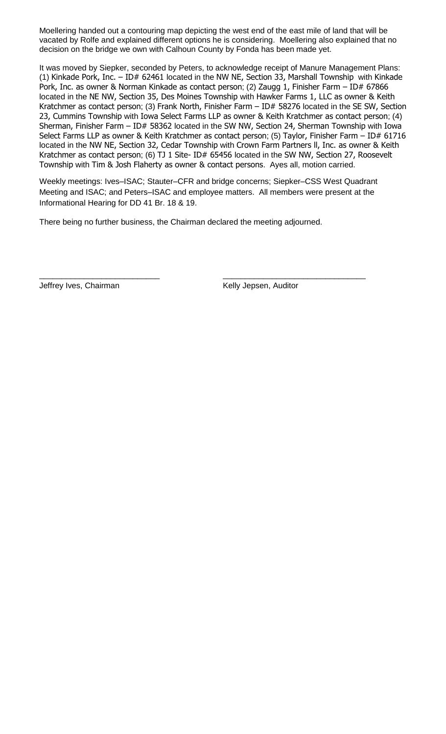Moellering handed out a contouring map depicting the west end of the east mile of land that will be vacated by Rolfe and explained different options he is considering. Moellering also explained that no decision on the bridge we own with Calhoun County by Fonda has been made yet.

It was moved by Siepker, seconded by Peters, to acknowledge receipt of Manure Management Plans: (1) Kinkade Pork, Inc. – ID# 62461 located in the NW NE, Section 33, Marshall Township with Kinkade Pork, Inc. as owner & Norman Kinkade as contact person; (2) Zaugg 1, Finisher Farm – ID# 67866 located in the NE NW, Section 35, Des Moines Township with Hawker Farms 1, LLC as owner & Keith Kratchmer as contact person; (3) Frank North, Finisher Farm – ID# 58276 located in the SE SW, Section 23, Cummins Township with Iowa Select Farms LLP as owner & Keith Kratchmer as contact person; (4) Sherman, Finisher Farm – ID# 58362 located in the SW NW, Section 24, Sherman Township with Iowa Select Farms LLP as owner & Keith Kratchmer as contact person; (5) Taylor, Finisher Farm – ID# 61716 located in the NW NE, Section 32, Cedar Township with Crown Farm Partners ll, Inc. as owner & Keith Kratchmer as contact person; (6) TJ 1 Site- ID# 65456 located in the SW NW, Section 27, Roosevelt Township with Tim & Josh Flaherty as owner & contact persons. Ayes all, motion carried.

Weekly meetings: Ives–ISAC; Stauter–CFR and bridge concerns; Siepker–CSS West Quadrant Meeting and ISAC; and Peters–ISAC and employee matters. All members were present at the Informational Hearing for DD 41 Br. 18 & 19.

There being no further business, the Chairman declared the meeting adjourned.

\_\_\_\_\_\_\_\_\_\_\_\_\_\_\_\_\_\_\_\_\_\_\_\_\_\_\_ \_\_\_\_\_\_\_\_\_\_\_\_\_\_\_\_\_\_\_\_\_\_\_\_\_\_\_\_\_\_\_\_

Jeffrey Ives, Chairman Kelly Jepsen, Auditor